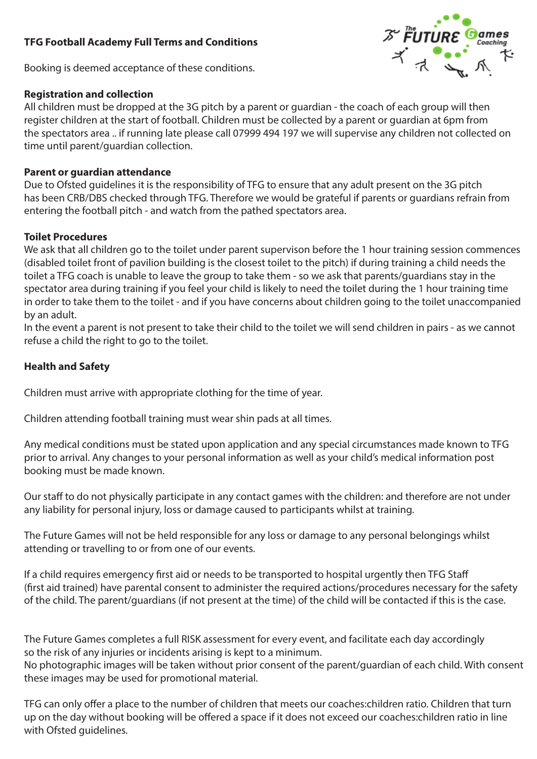# TFG Football Academy Full Terms and Conditions

Booking is deemed acceptance of these conditions.

**Registration and collection**

All children must be dropped at the 3G pitch by a parent or guardian - the coach of each group will then register children at the start of football. Children must be collected by a parent or guardian at 6pm from the spectators area .. if running late please call 07999 494 197 we will supervise any children not collected on time until parent/guardian collection.

**Parent or guardian attendance**

Due to Ofsted guidelines it is the responsibility of TFG to ensure that any adult present on the 3G pitch has been CRB/DBS checked through TFG. Therefore we would be grateful if parents or guardians refrain from entering the football pitch - and watch from the pathed spectators area.

**Toilet Procedures**

We ask that all children go to the toilet under parent supervison before the 1 hour training session commences (disabled toilet front of pavilion building is the closest toilet to the pitch) if during training a child needs the toilet a TFG coach is unable to leave the group to take them - so we ask that parents/guardians stay in the spectator area during training if you feel your child is likely to need the toilet during the 1 hour training time in order to take them to the toilet - and if you have concerns about children going to the toilet unaccompanied by an adult.

In the event a parent is not present to take their child to the toilet we will send children in pairs - as we cannot refuse a child the right to go to the toilet.

**Health and Safety**

Children must arrive with appropriate clothing for the time of year.

Children attending football training must wear shin pads at all times.

Any medical conditions must be stated upon application and any special circumstances made known to TFG prior to arrival. Any changes to your personal information as well as your child's medical information post booking must be made known.

Our staff to do not physically participate in any contact games with the children: and therefore are not under any liability for personal injury, loss or damage caused to participants whilst at training.

The Future Games will not be held responsible for any loss or damage to any personal belongings whilst attending or travelling to or from one of our events.

If a child requires emergency first aid or needs to be transported to hospital urgently then TFG Staff (first aid trained) have parental consent to administer the required actions/procedures necessary for the safety of the child. The parent/guardians (if not present at the time) of the child will be contacted if this is the case.

The Future Games completes a full RISK assessment for every event, and facilitate each day accordingly so the risk of any injuries or incidents arising is kept to a minimum.

No photographic images will be taken without prior consent of the parent/guardian of each child. With consent these images may be used for promotional material.

TFG can only offer a place to the number of children that meets our coaches:children ratio. Children that turn up on the day without booking will be offered a space if it does not exceed our coaches:children ratio in line with Ofsted guidelines.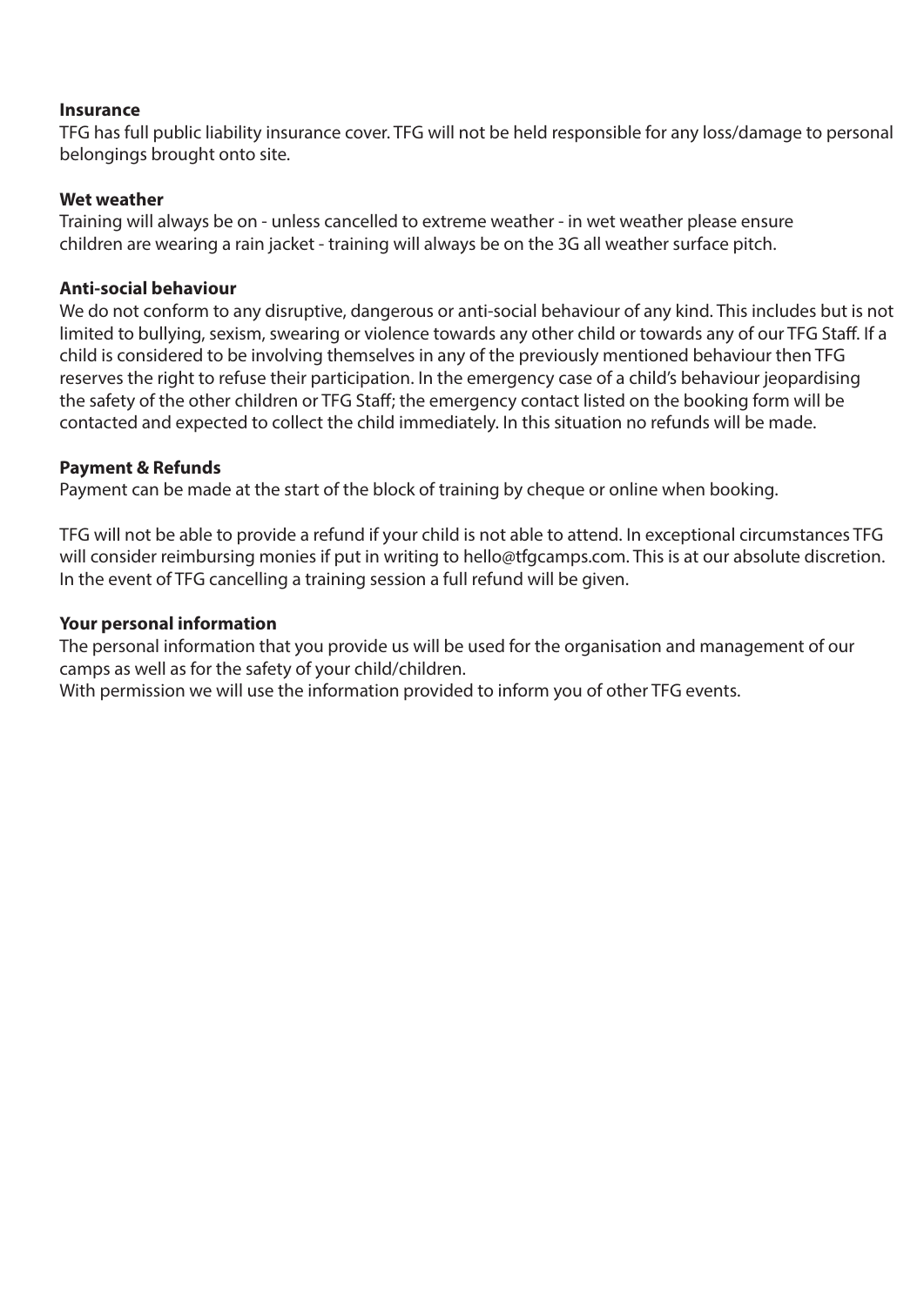**Insurance**
TFG has full public liability insurance cover. TFG will not be held responsible for any loss/damage to personal belongings brought onto site.

**Wet weather**
Training will always be on - unless cancelled to extreme weather - in wet weather please ensure children are wearing a rain jacket - training will always be on the 3G all weather surface pitch.

**Anti-social behaviour**
We do not conform to any disruptive, dangerous or anti-social behaviour of any kind. This includes but is not limited to bullying, sexism, swearing or violence towards any other child or towards any of our TFG Staff. If a child is considered to be involving themselves in any of the previously mentioned behaviour then TFG reserves the right to refuse their participation. In the emergency case of a child's behaviour jeopardising the safety of the other children or TFG Staff; the emergency contact listed on the booking form will be contacted and expected to collect the child immediately. In this situation no refunds will be made.

**Payment & Refunds**
Payment can be made at the start of the block of training by cheque or online when booking.

TFG will not be able to provide a refund if your child is not able to attend. In exceptional circumstances TFG will consider reimbursing monies if put in writing to hello@tfgcamps.com. This is at our absolute discretion. In the event of TFG cancelling a training session a full refund will be given.

**Your personal information**
The personal information that you provide us will be used for the organisation and management of our camps as well as for the safety of your child/children.
With permission we will use the information provided to inform you of other TFG events.